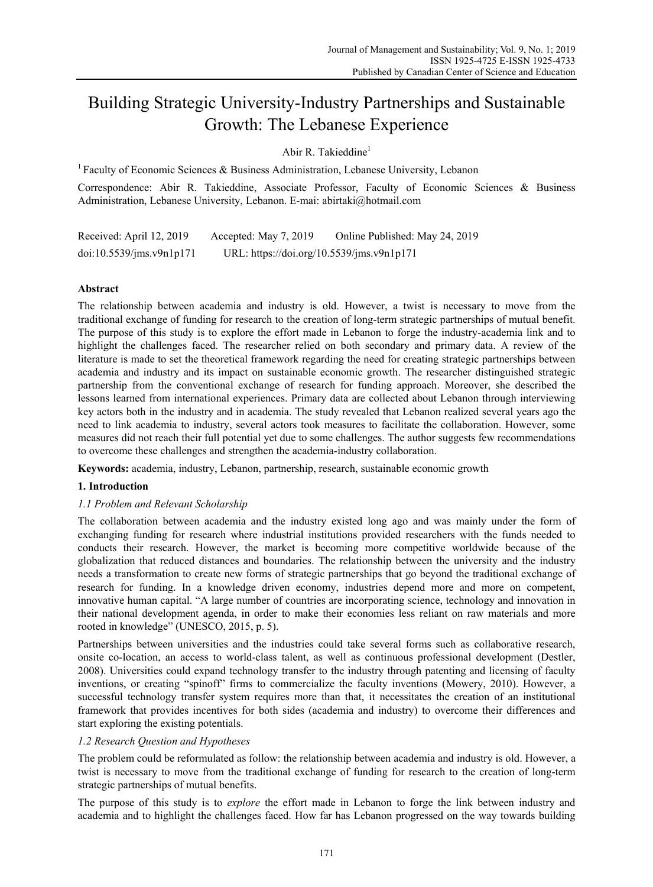# Building Strategic University-Industry Partnerships and Sustainable Growth: The Lebanese Experience

Abir R. Takieddine[1]

[1] Faculty of Economic Sciences & Business Administration, Lebanese University, Lebanon

Correspondence: Abir R. Takieddine, Associate Professor, Faculty of Economic Sciences & Business Administration, Lebanese University, Lebanon. E-mai: abirtaki@hotmail.com

Received: April 12, 2019 Accepted: May 7, 2019 Online Published: May 24, 2019

doi:10.5539/jms.v9n1p171 URL: https://doi.org/10.5539/jms.v9n1p171

## Abstract

The relationship between academia and industry is old. However, a twist is necessary to move from the traditional exchange of funding for research to the creation of long-term strategic partnerships of mutual benefit. The purpose of this study is to explore the effort made in Lebanon to forge the industry-academia link and to highlight the challenges faced. The researcher relied on both secondary and primary data. A review of the literature is made to set the theoretical framework regarding the need for creating strategic partnerships between academia and industry and its impact on sustainable economic growth. The researcher distinguished strategic partnership from the conventional exchange of research for funding approach. Moreover, she described the lessons learned from international experiences. Primary data are collected about Lebanon through interviewing key actors both in the industry and in academia. The study revealed that Lebanon realized several years ago the need to link academia to industry, several actors took measures to facilitate the collaboration. However, some measures did not reach their full potential yet due to some challenges. The author suggests few recommendations to overcome these challenges and strengthen the academia-industry collaboration.

**Keywords:** academia, industry, Lebanon, partnership, research, sustainable economic growth

## 1. Introduction

### *1.1 Problem and Relevant Scholarship*

The collaboration between academia and the industry existed long ago and was mainly under the form of exchanging funding for research where industrial institutions provided researchers with the funds needed to conducts their research. However, the market is becoming more competitive worldwide because of the globalization that reduced distances and boundaries. The relationship between the university and the industry needs a transformation to create new forms of strategic partnerships that go beyond the traditional exchange of research for funding. In a knowledge driven economy, industries depend more and more on competent, innovative human capital. "A large number of countries are incorporating science, technology and innovation in their national development agenda, in order to make their economies less reliant on raw materials and more rooted in knowledge" (UNESCO, 2015, p. 5).

Partnerships between universities and the industries could take several forms such as collaborative research, onsite co-location, an access to world-class talent, as well as continuous professional development (Destler, 2008). Universities could expand technology transfer to the industry through patenting and licensing of faculty inventions, or creating "spinoff" firms to commercialize the faculty inventions (Mowery, 2010). However, a successful technology transfer system requires more than that, it necessitates the creation of an institutional framework that provides incentives for both sides (academia and industry) to overcome their differences and start exploring the existing potentials.

### *1.2 Research Question and Hypotheses*

The problem could be reformulated as follow: the relationship between academia and industry is old. However, a twist is necessary to move from the traditional exchange of funding for research to the creation of long-term strategic partnerships of mutual benefits.

The purpose of this study is to *explore* the effort made in Lebanon to forge the link between industry and academia and to highlight the challenges faced. How far has Lebanon progressed on the way towards building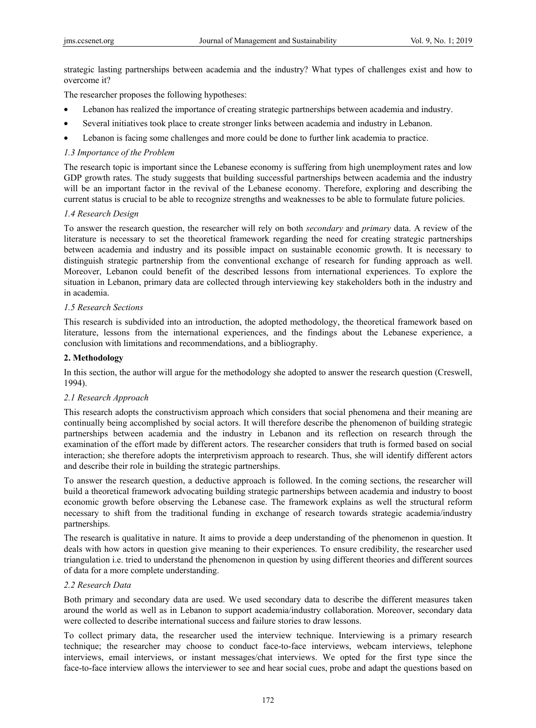strategic lasting partnerships between academia and the industry? What types of challenges exist and how to overcome it?

The researcher proposes the following hypotheses:

- Lebanon has realized the importance of creating strategic partnerships between academia and industry.
- Several initiatives took place to create stronger links between academia and industry in Lebanon.
- Lebanon is facing some challenges and more could be done to further link academia to practice.

### *1.3 Importance of the Problem*

The research topic is important since the Lebanese economy is suffering from high unemployment rates and low GDP growth rates. The study suggests that building successful partnerships between academia and the industry will be an important factor in the revival of the Lebanese economy. Therefore, exploring and describing the current status is crucial to be able to recognize strengths and weaknesses to be able to formulate future policies.

### *1.4 Research Design*

To answer the research question, the researcher will rely on both *secondary* and *primary* data. A review of the literature is necessary to set the theoretical framework regarding the need for creating strategic partnerships between academia and industry and its possible impact on sustainable economic growth. It is necessary to distinguish strategic partnership from the conventional exchange of research for funding approach as well. Moreover, Lebanon could benefit of the described lessons from international experiences. To explore the situation in Lebanon, primary data are collected through interviewing key stakeholders both in the industry and in academia.

### *1.5 Research Sections*

This research is subdivided into an introduction, the adopted methodology, the theoretical framework based on literature, lessons from the international experiences, and the findings about the Lebanese experience, a conclusion with limitations and recommendations, and a bibliography.

## **2. Methodology**

In this section, the author will argue for the methodology she adopted to answer the research question (Creswell, 1994).

### *2.1 Research Approach*

This research adopts the constructivism approach which considers that social phenomena and their meaning are continually being accomplished by social actors. It will therefore describe the phenomenon of building strategic partnerships between academia and the industry in Lebanon and its reflection on research through the examination of the effort made by different actors. The researcher considers that truth is formed based on social interaction; she therefore adopts the interpretivism approach to research. Thus, she will identify different actors and describe their role in building the strategic partnerships.

To answer the research question, a deductive approach is followed. In the coming sections, the researcher will build a theoretical framework advocating building strategic partnerships between academia and industry to boost economic growth before observing the Lebanese case. The framework explains as well the structural reform necessary to shift from the traditional funding in exchange of research towards strategic academia/industry partnerships.

The research is qualitative in nature. It aims to provide a deep understanding of the phenomenon in question. It deals with how actors in question give meaning to their experiences. To ensure credibility, the researcher used triangulation i.e. tried to understand the phenomenon in question by using different theories and different sources of data for a more complete understanding.

### *2.2 Research Data*

Both primary and secondary data are used. We used secondary data to describe the different measures taken around the world as well as in Lebanon to support academia/industry collaboration. Moreover, secondary data were collected to describe international success and failure stories to draw lessons.

To collect primary data, the researcher used the interview technique. Interviewing is a primary research technique; the researcher may choose to conduct face-to-face interviews, webcam interviews, telephone interviews, email interviews, or instant messages/chat interviews. We opted for the first type since the face-to-face interview allows the interviewer to see and hear social cues, probe and adapt the questions based on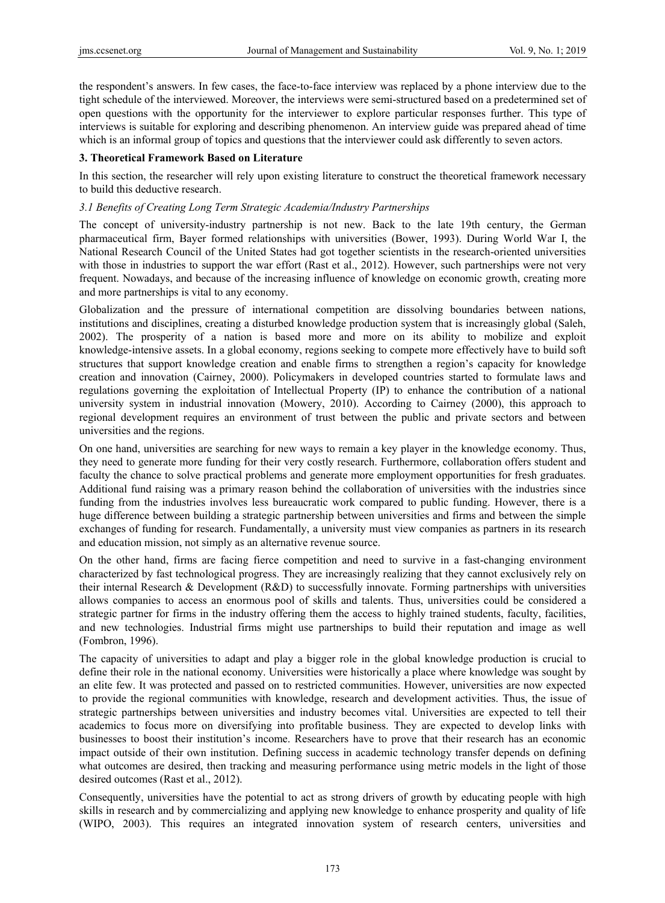the respondent's answers. In few cases, the face-to-face interview was replaced by a phone interview due to the tight schedule of the interviewed. Moreover, the interviews were semi-structured based on a predetermined set of open questions with the opportunity for the interviewer to explore particular responses further. This type of interviews is suitable for exploring and describing phenomenon. An interview guide was prepared ahead of time which is an informal group of topics and questions that the interviewer could ask differently to seven actors.

## 3. Theoretical Framework Based on Literature

In this section, the researcher will rely upon existing literature to construct the theoretical framework necessary to build this deductive research.

### *3.1 Benefits of Creating Long Term Strategic Academia/Industry Partnerships*

The concept of university-industry partnership is not new. Back to the late 19th century, the German pharmaceutical firm, Bayer formed relationships with universities (Bower, 1993). During World War I, the National Research Council of the United States had got together scientists in the research-oriented universities with those in industries to support the war effort (Rast et al., 2012). However, such partnerships were not very frequent. Nowadays, and because of the increasing influence of knowledge on economic growth, creating more and more partnerships is vital to any economy.

Globalization and the pressure of international competition are dissolving boundaries between nations, institutions and disciplines, creating a disturbed knowledge production system that is increasingly global (Saleh, 2002). The prosperity of a nation is based more and more on its ability to mobilize and exploit knowledge-intensive assets. In a global economy, regions seeking to compete more effectively have to build soft structures that support knowledge creation and enable firms to strengthen a region's capacity for knowledge creation and innovation (Cairney, 2000). Policymakers in developed countries started to formulate laws and regulations governing the exploitation of Intellectual Property (IP) to enhance the contribution of a national university system in industrial innovation (Mowery, 2010). According to Cairney (2000), this approach to regional development requires an environment of trust between the public and private sectors and between universities and the regions.

On one hand, universities are searching for new ways to remain a key player in the knowledge economy. Thus, they need to generate more funding for their very costly research. Furthermore, collaboration offers student and faculty the chance to solve practical problems and generate more employment opportunities for fresh graduates. Additional fund raising was a primary reason behind the collaboration of universities with the industries since funding from the industries involves less bureaucratic work compared to public funding. However, there is a huge difference between building a strategic partnership between universities and firms and between the simple exchanges of funding for research. Fundamentally, a university must view companies as partners in its research and education mission, not simply as an alternative revenue source.

On the other hand, firms are facing fierce competition and need to survive in a fast-changing environment characterized by fast technological progress. They are increasingly realizing that they cannot exclusively rely on their internal Research & Development (R&D) to successfully innovate. Forming partnerships with universities allows companies to access an enormous pool of skills and talents. Thus, universities could be considered a strategic partner for firms in the industry offering them the access to highly trained students, faculty, facilities, and new technologies. Industrial firms might use partnerships to build their reputation and image as well (Fombron, 1996).

The capacity of universities to adapt and play a bigger role in the global knowledge production is crucial to define their role in the national economy. Universities were historically a place where knowledge was sought by an elite few. It was protected and passed on to restricted communities. However, universities are now expected to provide the regional communities with knowledge, research and development activities. Thus, the issue of strategic partnerships between universities and industry becomes vital. Universities are expected to tell their academics to focus more on diversifying into profitable business. They are expected to develop links with businesses to boost their institution's income. Researchers have to prove that their research has an economic impact outside of their own institution. Defining success in academic technology transfer depends on defining what outcomes are desired, then tracking and measuring performance using metric models in the light of those desired outcomes (Rast et al., 2012).

Consequently, universities have the potential to act as strong drivers of growth by educating people with high skills in research and by commercializing and applying new knowledge to enhance prosperity and quality of life (WIPO, 2003). This requires an integrated innovation system of research centers, universities and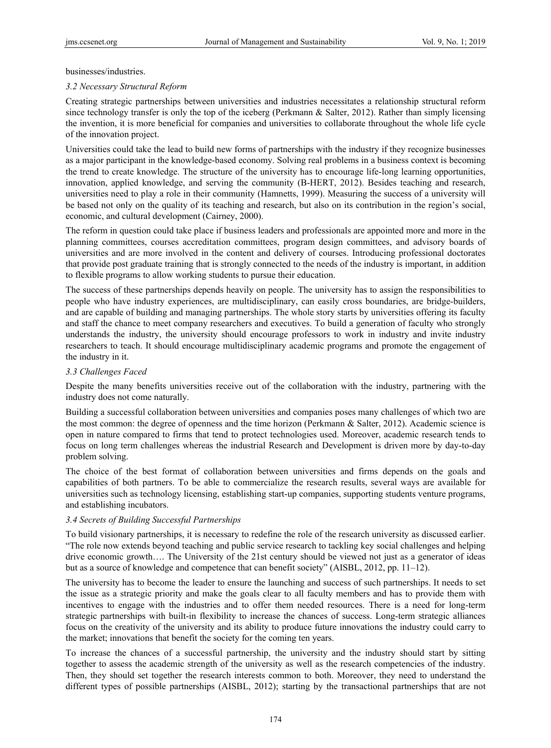businesses/industries.

### *3.2 Necessary Structural Reform*

Creating strategic partnerships between universities and industries necessitates a relationship structural reform since technology transfer is only the top of the iceberg (Perkmann & Salter, 2012). Rather than simply licensing the invention, it is more beneficial for companies and universities to collaborate throughout the whole life cycle of the innovation project.

Universities could take the lead to build new forms of partnerships with the industry if they recognize businesses as a major participant in the knowledge-based economy. Solving real problems in a business context is becoming the trend to create knowledge. The structure of the university has to encourage life-long learning opportunities, innovation, applied knowledge, and serving the community (B-HERT, 2012). Besides teaching and research, universities need to play a role in their community (Hamnetts, 1999). Measuring the success of a university will be based not only on the quality of its teaching and research, but also on its contribution in the region's social, economic, and cultural development (Cairney, 2000).

The reform in question could take place if business leaders and professionals are appointed more and more in the planning committees, courses accreditation committees, program design committees, and advisory boards of universities and are more involved in the content and delivery of courses. Introducing professional doctorates that provide post graduate training that is strongly connected to the needs of the industry is important, in addition to flexible programs to allow working students to pursue their education.

The success of these partnerships depends heavily on people. The university has to assign the responsibilities to people who have industry experiences, are multidisciplinary, can easily cross boundaries, are bridge-builders, and are capable of building and managing partnerships. The whole story starts by universities offering its faculty and staff the chance to meet company researchers and executives. To build a generation of faculty who strongly understands the industry, the university should encourage professors to work in industry and invite industry researchers to teach. It should encourage multidisciplinary academic programs and promote the engagement of the industry in it.

### *3.3 Challenges Faced*

Despite the many benefits universities receive out of the collaboration with the industry, partnering with the industry does not come naturally.

Building a successful collaboration between universities and companies poses many challenges of which two are the most common: the degree of openness and the time horizon (Perkmann & Salter, 2012). Academic science is open in nature compared to firms that tend to protect technologies used. Moreover, academic research tends to focus on long term challenges whereas the industrial Research and Development is driven more by day-to-day problem solving.

The choice of the best format of collaboration between universities and firms depends on the goals and capabilities of both partners. To be able to commercialize the research results, several ways are available for universities such as technology licensing, establishing start-up companies, supporting students venture programs, and establishing incubators.

### *3.4 Secrets of Building Successful Partnerships*

To build visionary partnerships, it is necessary to redefine the role of the research university as discussed earlier. "The role now extends beyond teaching and public service research to tackling key social challenges and helping drive economic growth…. The University of the 21st century should be viewed not just as a generator of ideas but as a source of knowledge and competence that can benefit society" (AISBL, 2012, pp. 11–12).

The university has to become the leader to ensure the launching and success of such partnerships. It needs to set the issue as a strategic priority and make the goals clear to all faculty members and has to provide them with incentives to engage with the industries and to offer them needed resources. There is a need for long-term strategic partnerships with built-in flexibility to increase the chances of success. Long-term strategic alliances focus on the creativity of the university and its ability to produce future innovations the industry could carry to the market; innovations that benefit the society for the coming ten years.

To increase the chances of a successful partnership, the university and the industry should start by sitting together to assess the academic strength of the university as well as the research competencies of the industry. Then, they should set together the research interests common to both. Moreover, they need to understand the different types of possible partnerships (AISBL, 2012); starting by the transactional partnerships that are not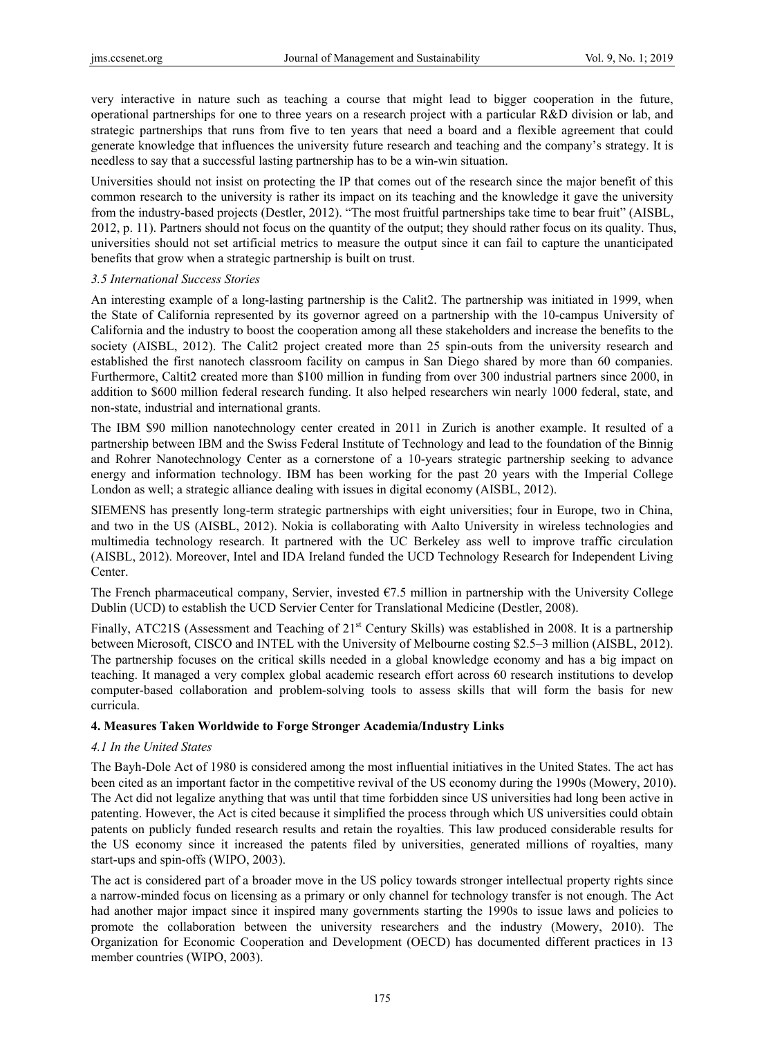very interactive in nature such as teaching a course that might lead to bigger cooperation in the future, operational partnerships for one to three years on a research project with a particular R&D division or lab, and strategic partnerships that runs from five to ten years that need a board and a flexible agreement that could generate knowledge that influences the university future research and teaching and the company's strategy. It is needless to say that a successful lasting partnership has to be a win-win situation.

Universities should not insist on protecting the IP that comes out of the research since the major benefit of this common research to the university is rather its impact on its teaching and the knowledge it gave the university from the industry-based projects (Destler, 2012). "The most fruitful partnerships take time to bear fruit" (AISBL, 2012, p. 11). Partners should not focus on the quantity of the output; they should rather focus on its quality. Thus, universities should not set artificial metrics to measure the output since it can fail to capture the unanticipated benefits that grow when a strategic partnership is built on trust.

### *3.5 International Success Stories*

An interesting example of a long-lasting partnership is the Calit2. The partnership was initiated in 1999, when the State of California represented by its governor agreed on a partnership with the 10-campus University of California and the industry to boost the cooperation among all these stakeholders and increase the benefits to the society (AISBL, 2012). The Calit2 project created more than 25 spin-outs from the university research and established the first nanotech classroom facility on campus in San Diego shared by more than 60 companies. Furthermore, Caltit2 created more than $100 million in funding from over 300 industrial partners since 2000, in addition to $600 million federal research funding. It also helped researchers win nearly 1000 federal, state, and non-state, industrial and international grants.

The IBM $90 million nanotechnology center created in 2011 in Zurich is another example. It resulted of a partnership between IBM and the Swiss Federal Institute of Technology and lead to the foundation of the Binnig and Rohrer Nanotechnology Center as a cornerstone of a 10-years strategic partnership seeking to advance energy and information technology. IBM has been working for the past 20 years with the Imperial College London as well; a strategic alliance dealing with issues in digital economy (AISBL, 2012).

SIEMENS has presently long-term strategic partnerships with eight universities; four in Europe, two in China, and two in the US (AISBL, 2012). Nokia is collaborating with Aalto University in wireless technologies and multimedia technology research. It partnered with the UC Berkeley ass well to improve traffic circulation (AISBL, 2012). Moreover, Intel and IDA Ireland funded the UCD Technology Research for Independent Living Center.

The French pharmaceutical company, Servier, invested €7.5 million in partnership with the University College Dublin (UCD) to establish the UCD Servier Center for Translational Medicine (Destler, 2008).

Finally, ATC21S (Assessment and Teaching of 21st Century Skills) was established in 2008. It is a partnership between Microsoft, CISCO and INTEL with the University of Melbourne costing $2.5–3 million (AISBL, 2012). The partnership focuses on the critical skills needed in a global knowledge economy and has a big impact on teaching. It managed a very complex global academic research effort across 60 research institutions to develop computer-based collaboration and problem-solving tools to assess skills that will form the basis for new curricula.

## **4. Measures Taken Worldwide to Forge Stronger Academia/Industry Links**

### *4.1 In the United States*

The Bayh-Dole Act of 1980 is considered among the most influential initiatives in the United States. The act has been cited as an important factor in the competitive revival of the US economy during the 1990s (Mowery, 2010). The Act did not legalize anything that was until that time forbidden since US universities had long been active in patenting. However, the Act is cited because it simplified the process through which US universities could obtain patents on publicly funded research results and retain the royalties. This law produced considerable results for the US economy since it increased the patents filed by universities, generated millions of royalties, many start-ups and spin-offs (WIPO, 2003).

The act is considered part of a broader move in the US policy towards stronger intellectual property rights since a narrow-minded focus on licensing as a primary or only channel for technology transfer is not enough. The Act had another major impact since it inspired many governments starting the 1990s to issue laws and policies to promote the collaboration between the university researchers and the industry (Mowery, 2010). The Organization for Economic Cooperation and Development (OECD) has documented different practices in 13 member countries (WIPO, 2003).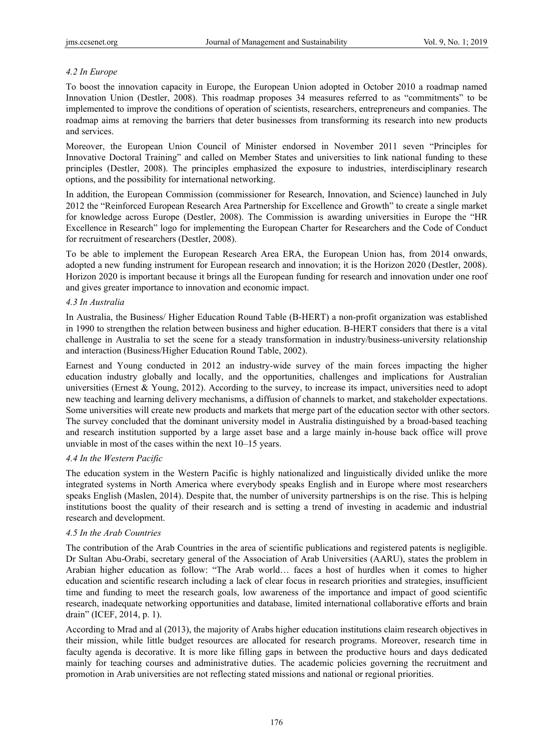### *4.2 In Europe*

To boost the innovation capacity in Europe, the European Union adopted in October 2010 a roadmap named Innovation Union (Destler, 2008). This roadmap proposes 34 measures referred to as "commitments" to be implemented to improve the conditions of operation of scientists, researchers, entrepreneurs and companies. The roadmap aims at removing the barriers that deter businesses from transforming its research into new products and services.

Moreover, the European Union Council of Minister endorsed in November 2011 seven "Principles for Innovative Doctoral Training" and called on Member States and universities to link national funding to these principles (Destler, 2008). The principles emphasized the exposure to industries, interdisciplinary research options, and the possibility for international networking.

In addition, the European Commission (commissioner for Research, Innovation, and Science) launched in July 2012 the "Reinforced European Research Area Partnership for Excellence and Growth" to create a single market for knowledge across Europe (Destler, 2008). The Commission is awarding universities in Europe the "HR Excellence in Research" logo for implementing the European Charter for Researchers and the Code of Conduct for recruitment of researchers (Destler, 2008).

To be able to implement the European Research Area ERA, the European Union has, from 2014 onwards, adopted a new funding instrument for European research and innovation; it is the Horizon 2020 (Destler, 2008). Horizon 2020 is important because it brings all the European funding for research and innovation under one roof and gives greater importance to innovation and economic impact.

### *4.3 In Australia*

In Australia, the Business/ Higher Education Round Table (B-HERT) a non-profit organization was established in 1990 to strengthen the relation between business and higher education. B-HERT considers that there is a vital challenge in Australia to set the scene for a steady transformation in industry/business-university relationship and interaction (Business/Higher Education Round Table, 2002).

Earnest and Young conducted in 2012 an industry-wide survey of the main forces impacting the higher education industry globally and locally, and the opportunities, challenges and implications for Australian universities (Ernest & Young, 2012). According to the survey, to increase its impact, universities need to adopt new teaching and learning delivery mechanisms, a diffusion of channels to market, and stakeholder expectations. Some universities will create new products and markets that merge part of the education sector with other sectors. The survey concluded that the dominant university model in Australia distinguished by a broad-based teaching and research institution supported by a large asset base and a large mainly in-house back office will prove unviable in most of the cases within the next 10–15 years.

### *4.4 In the Western Pacific*

The education system in the Western Pacific is highly nationalized and linguistically divided unlike the more integrated systems in North America where everybody speaks English and in Europe where most researchers speaks English (Maslen, 2014). Despite that, the number of university partnerships is on the rise. This is helping institutions boost the quality of their research and is setting a trend of investing in academic and industrial research and development.

### *4.5 In the Arab Countries*

The contribution of the Arab Countries in the area of scientific publications and registered patents is negligible. Dr Sultan Abu-Orabi, secretary general of the Association of Arab Universities (AARU), states the problem in Arabian higher education as follow: "The Arab world… faces a host of hurdles when it comes to higher education and scientific research including a lack of clear focus in research priorities and strategies, insufficient time and funding to meet the research goals, low awareness of the importance and impact of good scientific research, inadequate networking opportunities and database, limited international collaborative efforts and brain drain" (ICEF, 2014, p. 1).

According to Mrad and al (2013), the majority of Arabs higher education institutions claim research objectives in their mission, while little budget resources are allocated for research programs. Moreover, research time in faculty agenda is decorative. It is more like filling gaps in between the productive hours and days dedicated mainly for teaching courses and administrative duties. The academic policies governing the recruitment and promotion in Arab universities are not reflecting stated missions and national or regional priorities.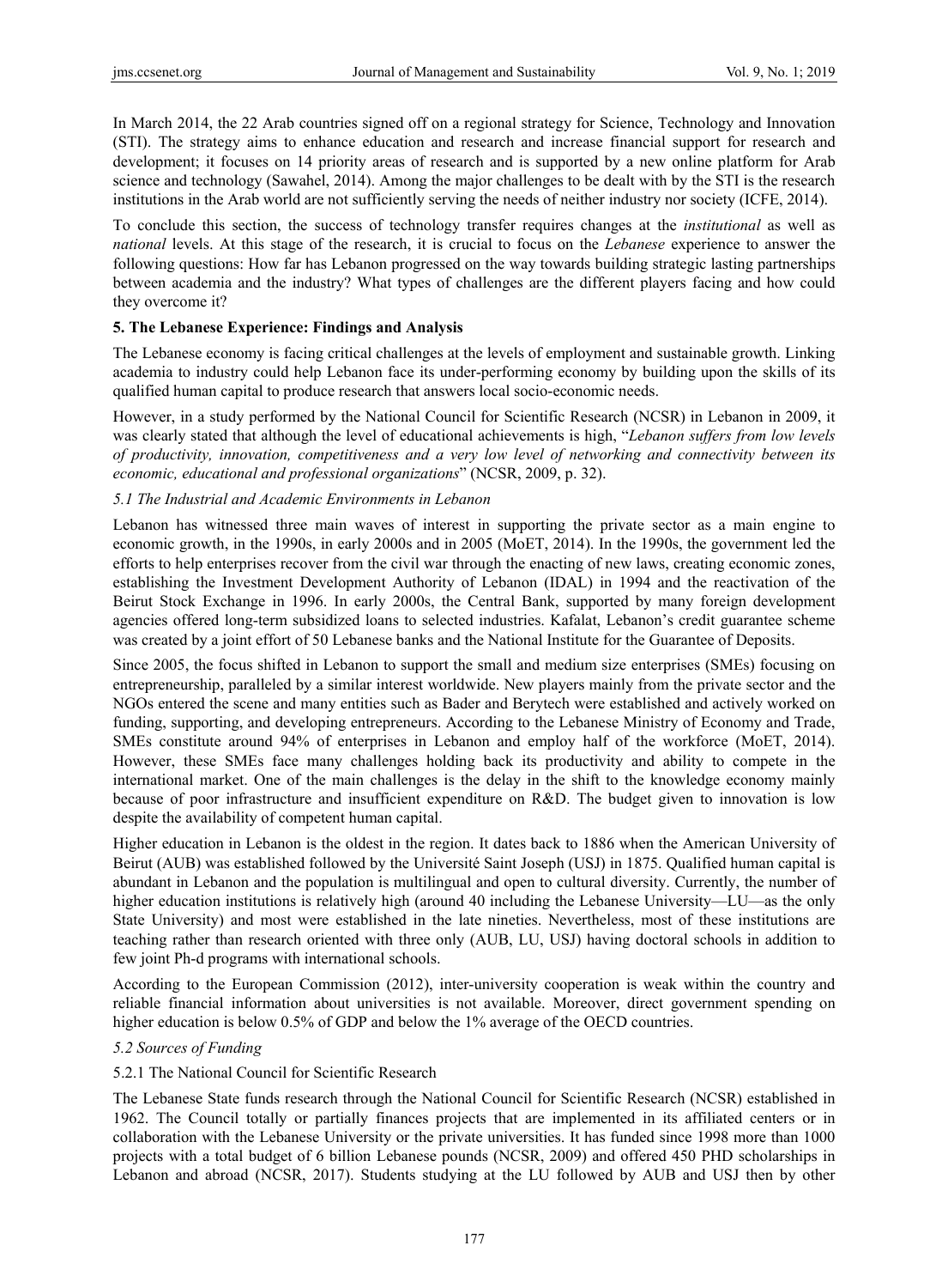In March 2014, the 22 Arab countries signed off on a regional strategy for Science, Technology and Innovation (STI). The strategy aims to enhance education and research and increase financial support for research and development; it focuses on 14 priority areas of research and is supported by a new online platform for Arab science and technology (Sawahel, 2014). Among the major challenges to be dealt with by the STI is the research institutions in the Arab world are not sufficiently serving the needs of neither industry nor society (ICFE, 2014).

To conclude this section, the success of technology transfer requires changes at the *institutional* as well as *national* levels. At this stage of the research, it is crucial to focus on the *Lebanese* experience to answer the following questions: How far has Lebanon progressed on the way towards building strategic lasting partnerships between academia and the industry? What types of challenges are the different players facing and how could they overcome it?

## 5. The Lebanese Experience: Findings and Analysis

The Lebanese economy is facing critical challenges at the levels of employment and sustainable growth. Linking academia to industry could help Lebanon face its under-performing economy by building upon the skills of its qualified human capital to produce research that answers local socio-economic needs.

However, in a study performed by the National Council for Scientific Research (NCSR) in Lebanon in 2009, it was clearly stated that although the level of educational achievements is high, "*Lebanon suffers from low levels of productivity, innovation, competitiveness and a very low level of networking and connectivity between its economic, educational and professional organizations*" (NCSR, 2009, p. 32).

### *5.1 The Industrial and Academic Environments in Lebanon*

Lebanon has witnessed three main waves of interest in supporting the private sector as a main engine to economic growth, in the 1990s, in early 2000s and in 2005 (MoET, 2014). In the 1990s, the government led the efforts to help enterprises recover from the civil war through the enacting of new laws, creating economic zones, establishing the Investment Development Authority of Lebanon (IDAL) in 1994 and the reactivation of the Beirut Stock Exchange in 1996. In early 2000s, the Central Bank, supported by many foreign development agencies offered long-term subsidized loans to selected industries. Kafalat, Lebanon's credit guarantee scheme was created by a joint effort of 50 Lebanese banks and the National Institute for the Guarantee of Deposits.

Since 2005, the focus shifted in Lebanon to support the small and medium size enterprises (SMEs) focusing on entrepreneurship, paralleled by a similar interest worldwide. New players mainly from the private sector and the NGOs entered the scene and many entities such as Bader and Berytech were established and actively worked on funding, supporting, and developing entrepreneurs. According to the Lebanese Ministry of Economy and Trade, SMEs constitute around 94% of enterprises in Lebanon and employ half of the workforce (MoET, 2014). However, these SMEs face many challenges holding back its productivity and ability to compete in the international market. One of the main challenges is the delay in the shift to the knowledge economy mainly because of poor infrastructure and insufficient expenditure on R&D. The budget given to innovation is low despite the availability of competent human capital.

Higher education in Lebanon is the oldest in the region. It dates back to 1886 when the American University of Beirut (AUB) was established followed by the Université Saint Joseph (USJ) in 1875. Qualified human capital is abundant in Lebanon and the population is multilingual and open to cultural diversity. Currently, the number of higher education institutions is relatively high (around 40 including the Lebanese University—LU—as the only State University) and most were established in the late nineties. Nevertheless, most of these institutions are teaching rather than research oriented with three only (AUB, LU, USJ) having doctoral schools in addition to few joint Ph-d programs with international schools.

According to the European Commission (2012), inter-university cooperation is weak within the country and reliable financial information about universities is not available. Moreover, direct government spending on higher education is below 0.5% of GDP and below the 1% average of the OECD countries.

### *5.2 Sources of Funding*

#### 5.2.1 The National Council for Scientific Research

The Lebanese State funds research through the National Council for Scientific Research (NCSR) established in 1962. The Council totally or partially finances projects that are implemented in its affiliated centers or in collaboration with the Lebanese University or the private universities. It has funded since 1998 more than 1000 projects with a total budget of 6 billion Lebanese pounds (NCSR, 2009) and offered 450 PHD scholarships in Lebanon and abroad (NCSR, 2017). Students studying at the LU followed by AUB and USJ then by other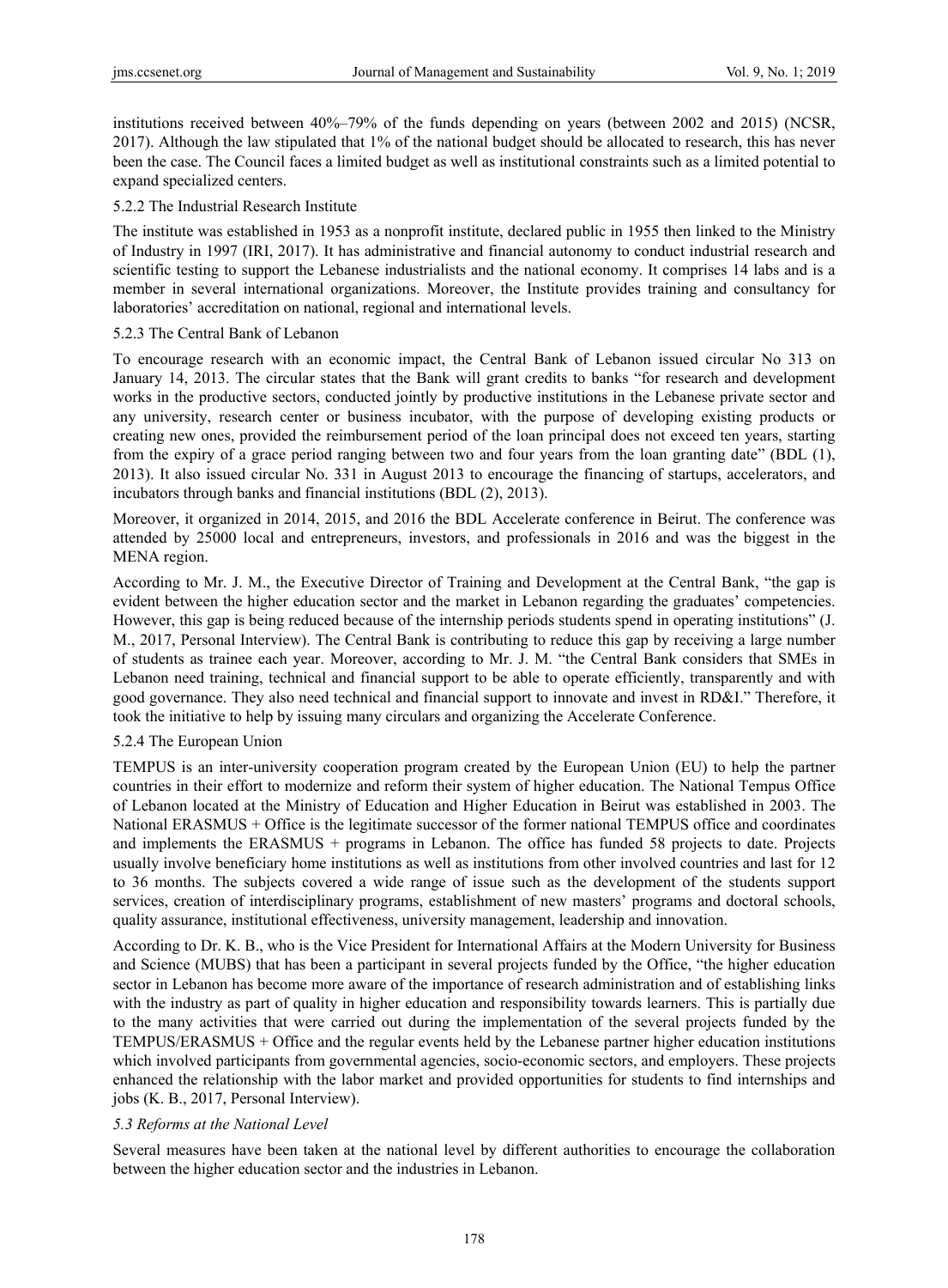institutions received between 40%–79% of the funds depending on years (between 2002 and 2015) (NCSR, 2017). Although the law stipulated that 1% of the national budget should be allocated to research, this has never been the case. The Council faces a limited budget as well as institutional constraints such as a limited potential to expand specialized centers.

#### 5.2.2 The Industrial Research Institute

The institute was established in 1953 as a nonprofit institute, declared public in 1955 then linked to the Ministry of Industry in 1997 (IRI, 2017). It has administrative and financial autonomy to conduct industrial research and scientific testing to support the Lebanese industrialists and the national economy. It comprises 14 labs and is a member in several international organizations. Moreover, the Institute provides training and consultancy for laboratories' accreditation on national, regional and international levels.

#### 5.2.3 The Central Bank of Lebanon

To encourage research with an economic impact, the Central Bank of Lebanon issued circular No 313 on January 14, 2013. The circular states that the Bank will grant credits to banks "for research and development works in the productive sectors, conducted jointly by productive institutions in the Lebanese private sector and any university, research center or business incubator, with the purpose of developing existing products or creating new ones, provided the reimbursement period of the loan principal does not exceed ten years, starting from the expiry of a grace period ranging between two and four years from the loan granting date" (BDL (1), 2013). It also issued circular No. 331 in August 2013 to encourage the financing of startups, accelerators, and incubators through banks and financial institutions (BDL (2), 2013).

Moreover, it organized in 2014, 2015, and 2016 the BDL Accelerate conference in Beirut. The conference was attended by 25000 local and entrepreneurs, investors, and professionals in 2016 and was the biggest in the MENA region.

According to Mr. J. M., the Executive Director of Training and Development at the Central Bank, "the gap is evident between the higher education sector and the market in Lebanon regarding the graduates' competencies. However, this gap is being reduced because of the internship periods students spend in operating institutions" (J. M., 2017, Personal Interview). The Central Bank is contributing to reduce this gap by receiving a large number of students as trainee each year. Moreover, according to Mr. J. M. "the Central Bank considers that SMEs in Lebanon need training, technical and financial support to be able to operate efficiently, transparently and with good governance. They also need technical and financial support to innovate and invest in RD&I." Therefore, it took the initiative to help by issuing many circulars and organizing the Accelerate Conference.

#### 5.2.4 The European Union

TEMPUS is an inter-university cooperation program created by the European Union (EU) to help the partner countries in their effort to modernize and reform their system of higher education. The National Tempus Office of Lebanon located at the Ministry of Education and Higher Education in Beirut was established in 2003. The National ERASMUS + Office is the legitimate successor of the former national TEMPUS office and coordinates and implements the ERASMUS + programs in Lebanon. The office has funded 58 projects to date. Projects usually involve beneficiary home institutions as well as institutions from other involved countries and last for 12 to 36 months. The subjects covered a wide range of issue such as the development of the students support services, creation of interdisciplinary programs, establishment of new masters' programs and doctoral schools, quality assurance, institutional effectiveness, university management, leadership and innovation.

According to Dr. K. B., who is the Vice President for International Affairs at the Modern University for Business and Science (MUBS) that has been a participant in several projects funded by the Office, "the higher education sector in Lebanon has become more aware of the importance of research administration and of establishing links with the industry as part of quality in higher education and responsibility towards learners. This is partially due to the many activities that were carried out during the implementation of the several projects funded by the TEMPUS/ERASMUS + Office and the regular events held by the Lebanese partner higher education institutions which involved participants from governmental agencies, socio-economic sectors, and employers. These projects enhanced the relationship with the labor market and provided opportunities for students to find internships and jobs (K. B., 2017, Personal Interview).

### *5.3 Reforms at the National Level*

Several measures have been taken at the national level by different authorities to encourage the collaboration between the higher education sector and the industries in Lebanon.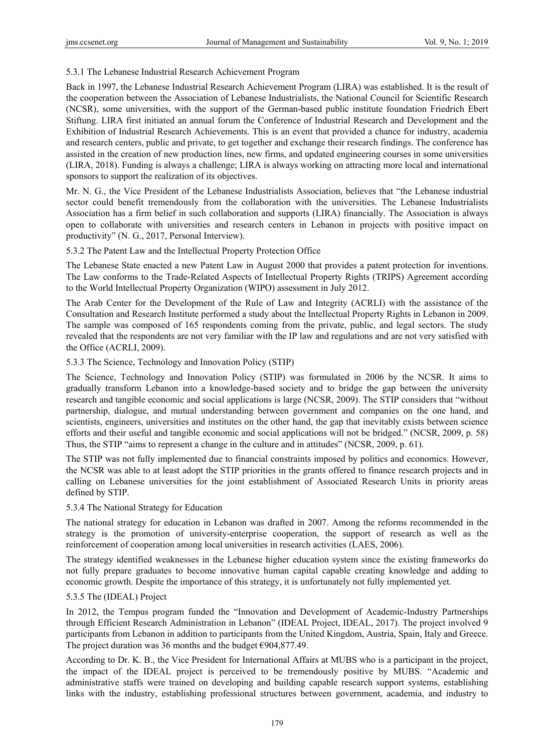### 5.3.1 The Lebanese Industrial Research Achievement Program

Back in 1997, the Lebanese Industrial Research Achievement Program (LIRA) was established. It is the result of the cooperation between the Association of Lebanese Industrialists, the National Council for Scientific Research (NCSR), some universities, with the support of the German-based public institute foundation Friedrich Ebert Stiftung. LIRA first initiated an annual forum the Conference of Industrial Research and Development and the Exhibition of Industrial Research Achievements. This is an event that provided a chance for industry, academia and research centers, public and private, to get together and exchange their research findings. The conference has assisted in the creation of new production lines, new firms, and updated engineering courses in some universities (LIRA, 2018). Funding is always a challenge; LIRA is always working on attracting more local and international sponsors to support the realization of its objectives.

Mr. N. G., the Vice President of the Lebanese Industrialists Association, believes that "the Lebanese industrial sector could benefit tremendously from the collaboration with the universities. The Lebanese Industrialists Association has a firm belief in such collaboration and supports (LIRA) financially. The Association is always open to collaborate with universities and research centers in Lebanon in projects with positive impact on productivity" (N. G., 2017, Personal Interview).

### 5.3.2 The Patent Law and the Intellectual Property Protection Office

The Lebanese State enacted a new Patent Law in August 2000 that provides a patent protection for inventions. The Law conforms to the Trade-Related Aspects of Intellectual Property Rights (TRIPS) Agreement according to the World Intellectual Property Organization (WIPO) assessment in July 2012.

The Arab Center for the Development of the Rule of Law and Integrity (ACRLI) with the assistance of the Consultation and Research Institute performed a study about the Intellectual Property Rights in Lebanon in 2009. The sample was composed of 165 respondents coming from the private, public, and legal sectors. The study revealed that the respondents are not very familiar with the IP law and regulations and are not very satisfied with the Office (ACRLI, 2009).

### 5.3.3 The Science, Technology and Innovation Policy (STIP)

The Science, Technology and Innovation Policy (STIP) was formulated in 2006 by the NCSR. It aims to gradually transform Lebanon into a knowledge-based society and to bridge the gap between the university research and tangible economic and social applications is large (NCSR, 2009). The STIP considers that "without partnership, dialogue, and mutual understanding between government and companies on the one hand, and scientists, engineers, universities and institutes on the other hand, the gap that inevitably exists between science efforts and their useful and tangible economic and social applications will not be bridged." (NCSR, 2009, p. 58) Thus, the STIP "aims to represent a change in the culture and in attitudes" (NCSR, 2009, p. 61).

The STIP was not fully implemented due to financial constraints imposed by politics and economics. However, the NCSR was able to at least adopt the STIP priorities in the grants offered to finance research projects and in calling on Lebanese universities for the joint establishment of Associated Research Units in priority areas defined by STIP.

### 5.3.4 The National Strategy for Education

The national strategy for education in Lebanon was drafted in 2007. Among the reforms recommended in the strategy is the promotion of university-enterprise cooperation, the support of research as well as the reinforcement of cooperation among local universities in research activities (LAES, 2006).

The strategy identified weaknesses in the Lebanese higher education system since the existing frameworks do not fully prepare graduates to become innovative human capital capable creating knowledge and adding to economic growth. Despite the importance of this strategy, it is unfortunately not fully implemented yet.

### 5.3.5 The (IDEAL) Project

In 2012, the Tempus program funded the "Innovation and Development of Academic-Industry Partnerships through Efficient Research Administration in Lebanon" (IDEAL Project, IDEAL, 2017). The project involved 9 participants from Lebanon in addition to participants from the United Kingdom, Austria, Spain, Italy and Greece. The project duration was 36 months and the budget €904,877.49.

According to Dr. K. B., the Vice President for International Affairs at MUBS who is a participant in the project, the impact of the IDEAL project is perceived to be tremendously positive by MUBS. "Academic and administrative staffs were trained on developing and building capable research support systems, establishing links with the industry, establishing professional structures between government, academia, and industry to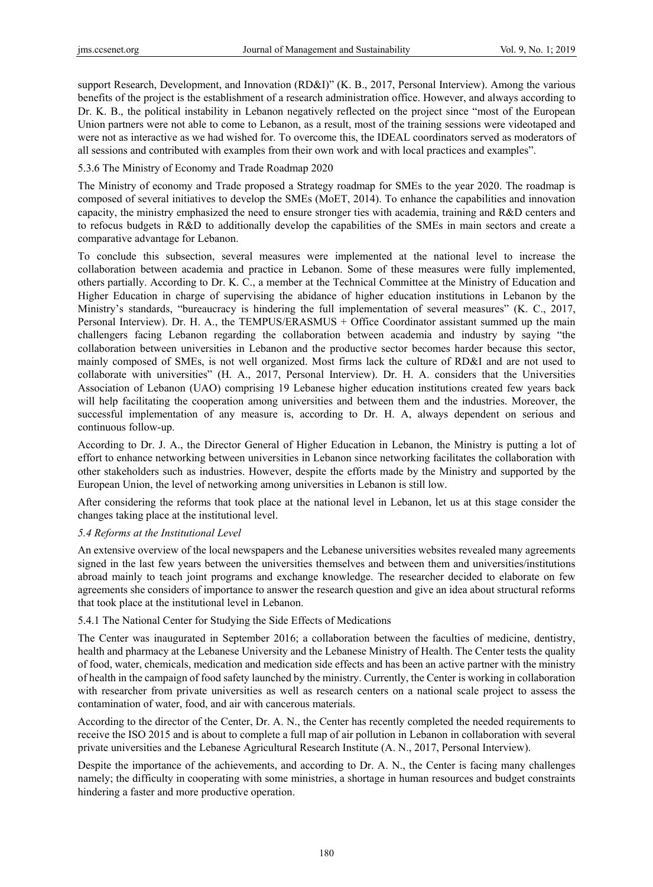support Research, Development, and Innovation (RD&I)" (K. B., 2017, Personal Interview). Among the various benefits of the project is the establishment of a research administration office. However, and always according to Dr. K. B., the political instability in Lebanon negatively reflected on the project since "most of the European Union partners were not able to come to Lebanon, as a result, most of the training sessions were videotaped and were not as interactive as we had wished for. To overcome this, the IDEAL coordinators served as moderators of all sessions and contributed with examples from their own work and with local practices and examples".

5.3.6 The Ministry of Economy and Trade Roadmap 2020

The Ministry of economy and Trade proposed a Strategy roadmap for SMEs to the year 2020. The roadmap is composed of several initiatives to develop the SMEs (MoET, 2014). To enhance the capabilities and innovation capacity, the ministry emphasized the need to ensure stronger ties with academia, training and R&D centers and to refocus budgets in R&D to additionally develop the capabilities of the SMEs in main sectors and create a comparative advantage for Lebanon.

To conclude this subsection, several measures were implemented at the national level to increase the collaboration between academia and practice in Lebanon. Some of these measures were fully implemented, others partially. According to Dr. K. C., a member at the Technical Committee at the Ministry of Education and Higher Education in charge of supervising the abidance of higher education institutions in Lebanon by the Ministry's standards, "bureaucracy is hindering the full implementation of several measures" (K. C., 2017, Personal Interview). Dr. H. A., the TEMPUS/ERASMUS + Office Coordinator assistant summed up the main challengers facing Lebanon regarding the collaboration between academia and industry by saying "the collaboration between universities in Lebanon and the productive sector becomes harder because this sector, mainly composed of SMEs, is not well organized. Most firms lack the culture of RD&I and are not used to collaborate with universities" (H. A., 2017, Personal Interview). Dr. H. A. considers that the Universities Association of Lebanon (UAO) comprising 19 Lebanese higher education institutions created few years back will help facilitating the cooperation among universities and between them and the industries. Moreover, the successful implementation of any measure is, according to Dr. H. A, always dependent on serious and continuous follow-up.

According to Dr. J. A., the Director General of Higher Education in Lebanon, the Ministry is putting a lot of effort to enhance networking between universities in Lebanon since networking facilitates the collaboration with other stakeholders such as industries. However, despite the efforts made by the Ministry and supported by the European Union, the level of networking among universities in Lebanon is still low.

After considering the reforms that took place at the national level in Lebanon, let us at this stage consider the changes taking place at the institutional level.

### *5.4 Reforms at the Institutional Level*

An extensive overview of the local newspapers and the Lebanese universities websites revealed many agreements signed in the last few years between the universities themselves and between them and universities/institutions abroad mainly to teach joint programs and exchange knowledge. The researcher decided to elaborate on few agreements she considers of importance to answer the research question and give an idea about structural reforms that took place at the institutional level in Lebanon.

5.4.1 The National Center for Studying the Side Effects of Medications

The Center was inaugurated in September 2016; a collaboration between the faculties of medicine, dentistry, health and pharmacy at the Lebanese University and the Lebanese Ministry of Health. The Center tests the quality of food, water, chemicals, medication and medication side effects and has been an active partner with the ministry of health in the campaign of food safety launched by the ministry. Currently, the Center is working in collaboration with researcher from private universities as well as research centers on a national scale project to assess the contamination of water, food, and air with cancerous materials.

According to the director of the Center, Dr. A. N., the Center has recently completed the needed requirements to receive the ISO 2015 and is about to complete a full map of air pollution in Lebanon in collaboration with several private universities and the Lebanese Agricultural Research Institute (A. N., 2017, Personal Interview).

Despite the importance of the achievements, and according to Dr. A. N., the Center is facing many challenges namely; the difficulty in cooperating with some ministries, a shortage in human resources and budget constraints hindering a faster and more productive operation.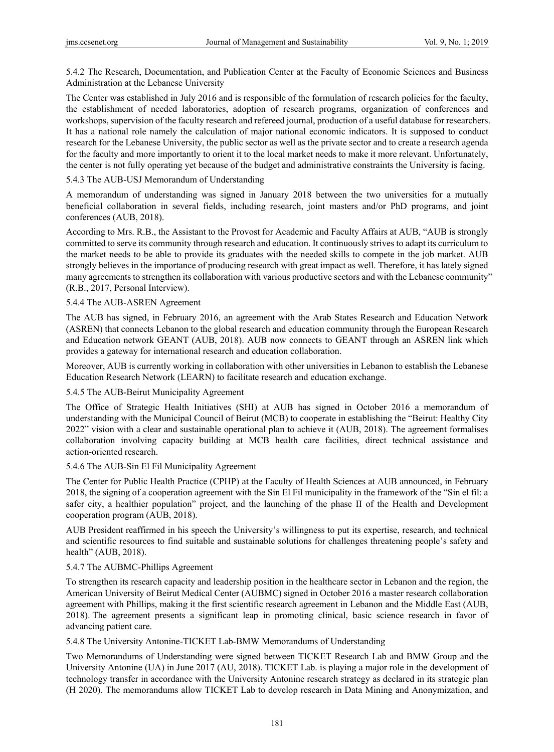#### 5.4.2 The Research, Documentation, and Publication Center at the Faculty of Economic Sciences and Business Administration at the Lebanese University

The Center was established in July 2016 and is responsible of the formulation of research policies for the faculty, the establishment of needed laboratories, adoption of research programs, organization of conferences and workshops, supervision of the faculty research and refereed journal, production of a useful database for researchers. It has a national role namely the calculation of major national economic indicators. It is supposed to conduct research for the Lebanese University, the public sector as well as the private sector and to create a research agenda for the faculty and more importantly to orient it to the local market needs to make it more relevant. Unfortunately, the center is not fully operating yet because of the budget and administrative constraints the University is facing.

#### 5.4.3 The AUB-USJ Memorandum of Understanding

A memorandum of understanding was signed in January 2018 between the two universities for a mutually beneficial collaboration in several fields, including research, joint masters and/or PhD programs, and joint conferences (AUB, 2018).

According to Mrs. R.B., the Assistant to the Provost for Academic and Faculty Affairs at AUB, "AUB is strongly committed to serve its community through research and education. It continuously strives to adapt its curriculum to the market needs to be able to provide its graduates with the needed skills to compete in the job market. AUB strongly believes in the importance of producing research with great impact as well. Therefore, it has lately signed many agreements to strengthen its collaboration with various productive sectors and with the Lebanese community" (R.B., 2017, Personal Interview).

#### 5.4.4 The AUB-ASREN Agreement

The AUB has signed, in February 2016, an agreement with the Arab States Research and Education Network (ASREN) that connects Lebanon to the global research and education community through the European Research and Education network GEANT (AUB, 2018). AUB now connects to GEANT through an ASREN link which provides a gateway for international research and education collaboration.

Moreover, AUB is currently working in collaboration with other universities in Lebanon to establish the Lebanese Education Research Network (LEARN) to facilitate research and education exchange.

#### 5.4.5 The AUB-Beirut Municipality Agreement

The Office of Strategic Health Initiatives (SHI) at AUB has signed in October 2016 a memorandum of understanding with the Municipal Council of Beirut (MCB) to cooperate in establishing the "Beirut: Healthy City 2022" vision with a clear and sustainable operational plan to achieve it (AUB, 2018). The agreement formalises collaboration involving capacity building at MCB health care facilities, direct technical assistance and action-oriented research.

#### 5.4.6 The AUB-Sin El Fil Municipality Agreement

The Center for Public Health Practice (CPHP) at the Faculty of Health Sciences at AUB announced, in February 2018, the signing of a cooperation agreement with the Sin El Fil municipality in the framework of the "Sin el fil: a safer city, a healthier population" project, and the launching of the phase II of the Health and Development cooperation program (AUB, 2018).

AUB President reaffirmed in his speech the University's willingness to put its expertise, research, and technical and scientific resources to find suitable and sustainable solutions for challenges threatening people's safety and health" (AUB, 2018).

#### 5.4.7 The AUBMC-Phillips Agreement

To strengthen its research capacity and leadership position in the healthcare sector in Lebanon and the region, the American University of Beirut Medical Center (AUBMC) signed in October 2016 a master research collaboration agreement with Phillips, making it the first scientific research agreement in Lebanon and the Middle East (AUB, 2018). The agreement presents a significant leap in promoting clinical, basic science research in favor of advancing patient care.

#### 5.4.8 The University Antonine-TICKET Lab-BMW Memorandums of Understanding

Two Memorandums of Understanding were signed between TICKET Research Lab and BMW Group and the University Antonine (UA) in June 2017 (AU, 2018). TICKET Lab. is playing a major role in the development of technology transfer in accordance with the University Antonine research strategy as declared in its strategic plan (H 2020). The memorandums allow TICKET Lab to develop research in Data Mining and Anonymization, and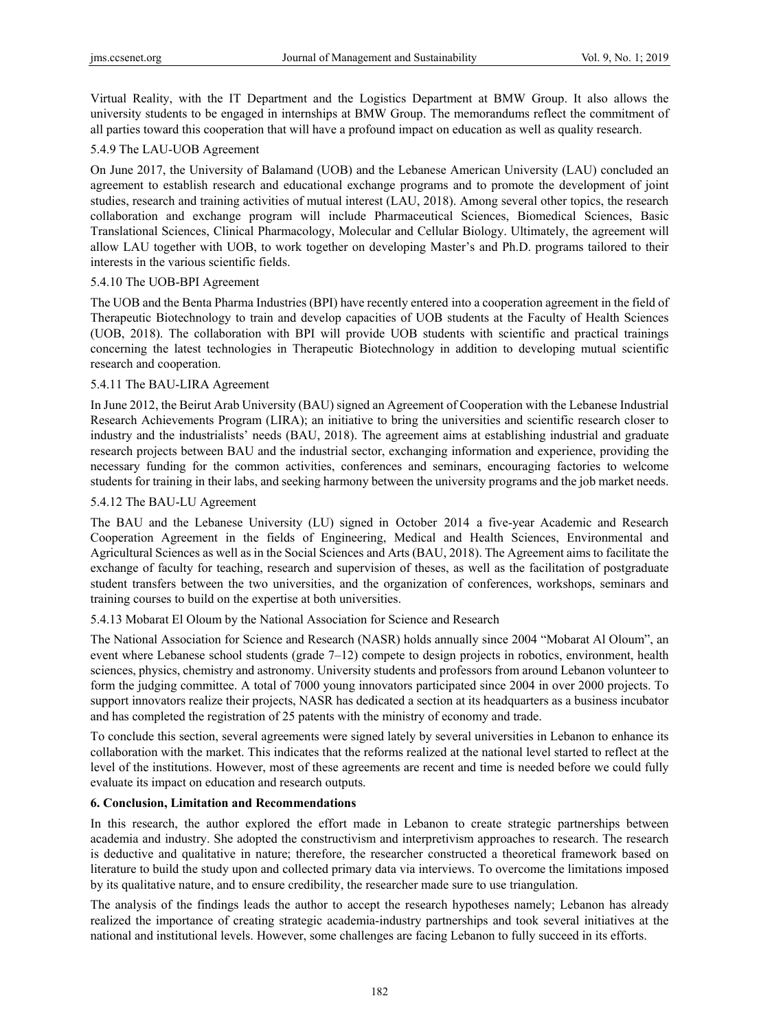Virtual Reality, with the IT Department and the Logistics Department at BMW Group. It also allows the university students to be engaged in internships at BMW Group. The memorandums reflect the commitment of all parties toward this cooperation that will have a profound impact on education as well as quality research.

#### 5.4.9 The LAU-UOB Agreement

On June 2017, the University of Balamand (UOB) and the Lebanese American University (LAU) concluded an agreement to establish research and educational exchange programs and to promote the development of joint studies, research and training activities of mutual interest (LAU, 2018). Among several other topics, the research collaboration and exchange program will include Pharmaceutical Sciences, Biomedical Sciences, Basic Translational Sciences, Clinical Pharmacology, Molecular and Cellular Biology. Ultimately, the agreement will allow LAU together with UOB, to work together on developing Master's and Ph.D. programs tailored to their interests in the various scientific fields.

#### 5.4.10 The UOB-BPI Agreement

The UOB and the Benta Pharma Industries (BPI) have recently entered into a cooperation agreement in the field of Therapeutic Biotechnology to train and develop capacities of UOB students at the Faculty of Health Sciences (UOB, 2018). The collaboration with BPI will provide UOB students with scientific and practical trainings concerning the latest technologies in Therapeutic Biotechnology in addition to developing mutual scientific research and cooperation.

#### 5.4.11 The BAU-LIRA Agreement

In June 2012, the Beirut Arab University (BAU) signed an Agreement of Cooperation with the Lebanese Industrial Research Achievements Program (LIRA); an initiative to bring the universities and scientific research closer to industry and the industrialists' needs (BAU, 2018). The agreement aims at establishing industrial and graduate research projects between BAU and the industrial sector, exchanging information and experience, providing the necessary funding for the common activities, conferences and seminars, encouraging factories to welcome students for training in their labs, and seeking harmony between the university programs and the job market needs.

#### 5.4.12 The BAU-LU Agreement

The BAU and the Lebanese University (LU) signed in October 2014 a five-year Academic and Research Cooperation Agreement in the fields of Engineering, Medical and Health Sciences, Environmental and Agricultural Sciences as well as in the Social Sciences and Arts (BAU, 2018). The Agreement aims to facilitate the exchange of faculty for teaching, research and supervision of theses, as well as the facilitation of postgraduate student transfers between the two universities, and the organization of conferences, workshops, seminars and training courses to build on the expertise at both universities.

#### 5.4.13 Mobarat El Oloum by the National Association for Science and Research

The National Association for Science and Research (NASR) holds annually since 2004 "Mobarat Al Oloum", an event where Lebanese school students (grade 7–12) compete to design projects in robotics, environment, health sciences, physics, chemistry and astronomy. University students and professors from around Lebanon volunteer to form the judging committee. A total of 7000 young innovators participated since 2004 in over 2000 projects. To support innovators realize their projects, NASR has dedicated a section at its headquarters as a business incubator and has completed the registration of 25 patents with the ministry of economy and trade.

To conclude this section, several agreements were signed lately by several universities in Lebanon to enhance its collaboration with the market. This indicates that the reforms realized at the national level started to reflect at the level of the institutions. However, most of these agreements are recent and time is needed before we could fully evaluate its impact on education and research outputs.

## 6. Conclusion, Limitation and Recommendations

In this research, the author explored the effort made in Lebanon to create strategic partnerships between academia and industry. She adopted the constructivism and interpretivism approaches to research. The research is deductive and qualitative in nature; therefore, the researcher constructed a theoretical framework based on literature to build the study upon and collected primary data via interviews. To overcome the limitations imposed by its qualitative nature, and to ensure credibility, the researcher made sure to use triangulation.

The analysis of the findings leads the author to accept the research hypotheses namely; Lebanon has already realized the importance of creating strategic academia-industry partnerships and took several initiatives at the national and institutional levels. However, some challenges are facing Lebanon to fully succeed in its efforts.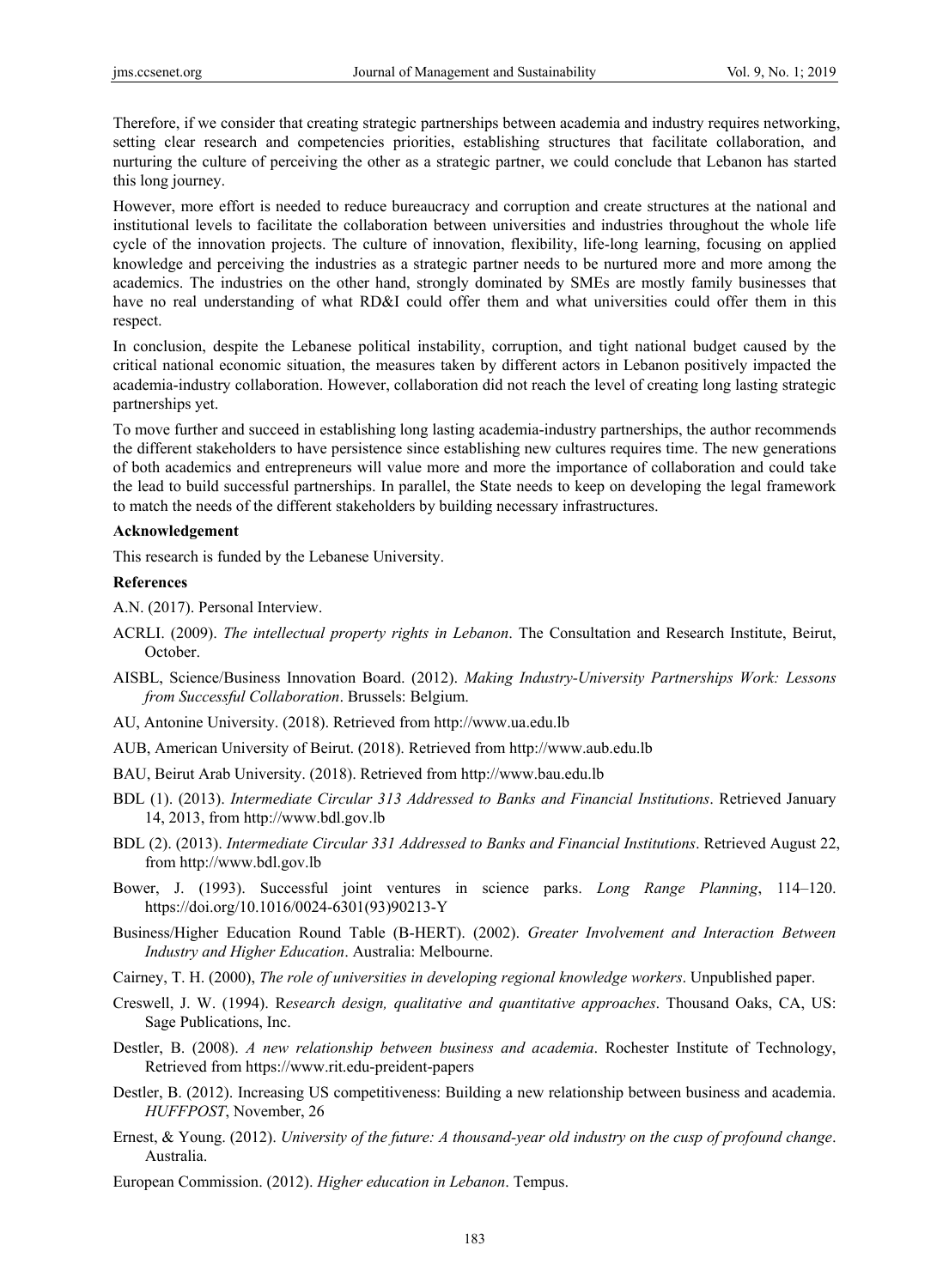Therefore, if we consider that creating strategic partnerships between academia and industry requires networking, setting clear research and competencies priorities, establishing structures that facilitate collaboration, and nurturing the culture of perceiving the other as a strategic partner, we could conclude that Lebanon has started this long journey.

However, more effort is needed to reduce bureaucracy and corruption and create structures at the national and institutional levels to facilitate the collaboration between universities and industries throughout the whole life cycle of the innovation projects. The culture of innovation, flexibility, life-long learning, focusing on applied knowledge and perceiving the industries as a strategic partner needs to be nurtured more and more among the academics. The industries on the other hand, strongly dominated by SMEs are mostly family businesses that have no real understanding of what RD&I could offer them and what universities could offer them in this respect.

In conclusion, despite the Lebanese political instability, corruption, and tight national budget caused by the critical national economic situation, the measures taken by different actors in Lebanon positively impacted the academia-industry collaboration. However, collaboration did not reach the level of creating long lasting strategic partnerships yet.

To move further and succeed in establishing long lasting academia-industry partnerships, the author recommends the different stakeholders to have persistence since establishing new cultures requires time. The new generations of both academics and entrepreneurs will value more and more the importance of collaboration and could take the lead to build successful partnerships. In parallel, the State needs to keep on developing the legal framework to match the needs of the different stakeholders by building necessary infrastructures.

**Acknowledgement**

This research is funded by the Lebanese University.

**References**

A.N. (2017). Personal Interview.

ACRLI. (2009). *The intellectual property rights in Lebanon*. The Consultation and Research Institute, Beirut, October.

AISBL, Science/Business Innovation Board. (2012). *Making Industry-University Partnerships Work: Lessons from Successful Collaboration*. Brussels: Belgium.

AU, Antonine University. (2018). Retrieved from http://www.ua.edu.lb

AUB, American University of Beirut. (2018). Retrieved from http://www.aub.edu.lb

BAU, Beirut Arab University. (2018). Retrieved from http://www.bau.edu.lb

BDL (1). (2013). *Intermediate Circular 313 Addressed to Banks and Financial Institutions*. Retrieved January 14, 2013, from http://www.bdl.gov.lb

BDL (2). (2013). *Intermediate Circular 331 Addressed to Banks and Financial Institutions*. Retrieved August 22, from http://www.bdl.gov.lb

Bower, J. (1993). Successful joint ventures in science parks. *Long Range Planning*, 114–120. https://doi.org/10.1016/0024-6301(93)90213-Y

Business/Higher Education Round Table (B-HERT). (2002). *Greater Involvement and Interaction Between Industry and Higher Education*. Australia: Melbourne.

Cairney, T. H. (2000), *The role of universities in developing regional knowledge workers*. Unpublished paper.

Creswell, J. W. (1994). R*esearch design, qualitative and quantitative approaches*. Thousand Oaks, CA, US: Sage Publications, Inc.

Destler, B. (2008). *A new relationship between business and academia*. Rochester Institute of Technology, Retrieved from https://www.rit.edu-preident-papers

Destler, B. (2012). Increasing US competitiveness: Building a new relationship between business and academia. *HUFFPOST*, November, 26

Ernest, & Young. (2012). *University of the future: A thousand-year old industry on the cusp of profound change*. Australia.

European Commission. (2012). *Higher education in Lebanon*. Tempus.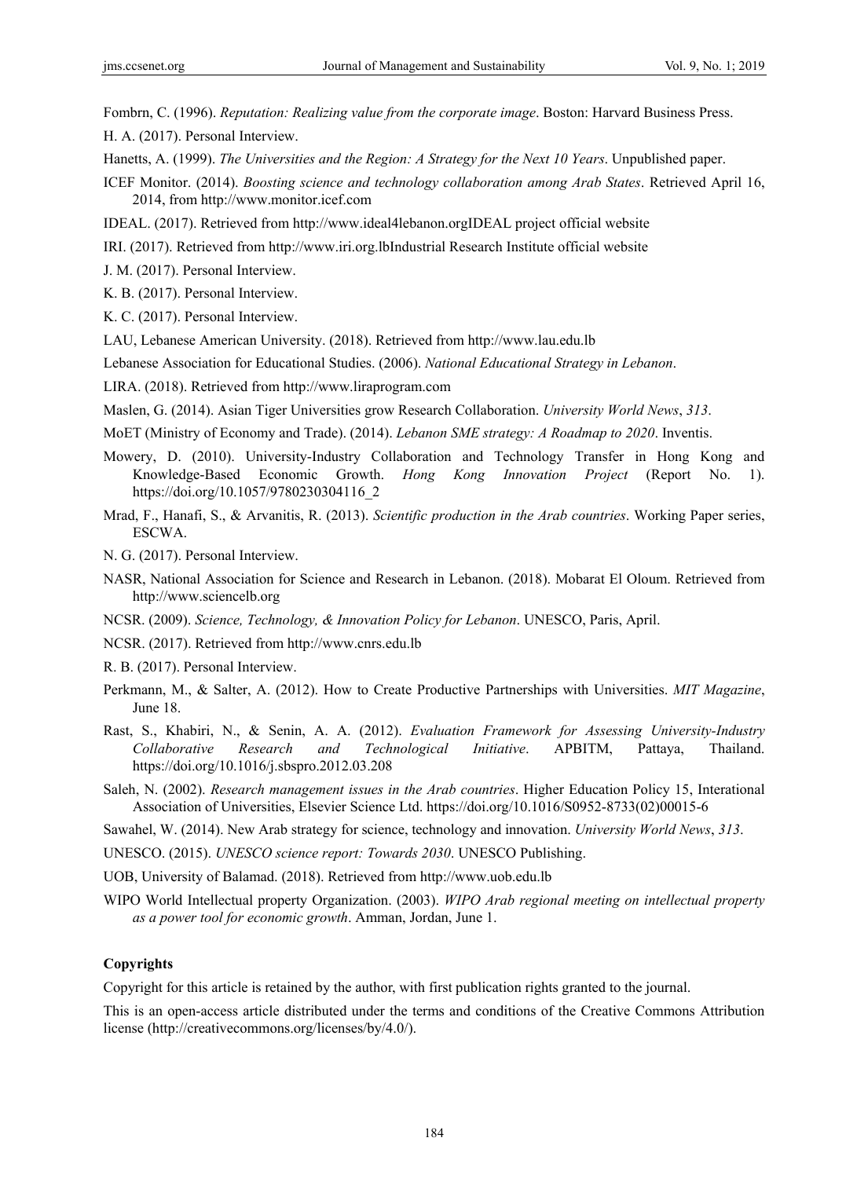Fombrn, C. (1996). *Reputation: Realizing value from the corporate image*. Boston: Harvard Business Press.

H. A. (2017). Personal Interview.

Hanetts, A. (1999). *The Universities and the Region: A Strategy for the Next 10 Years*. Unpublished paper.

ICEF Monitor. (2014). *Boosting science and technology collaboration among Arab States*. Retrieved April 16, 2014, from http://www.monitor.icef.com

IDEAL. (2017). Retrieved from http://www.ideal4lebanon.orgIDEAL project official website

IRI. (2017). Retrieved from http://www.iri.org.lbIndustrial Research Institute official website

J. M. (2017). Personal Interview.

K. B. (2017). Personal Interview.

K. C. (2017). Personal Interview.

LAU, Lebanese American University. (2018). Retrieved from http://www.lau.edu.lb

Lebanese Association for Educational Studies. (2006). *National Educational Strategy in Lebanon*.

LIRA. (2018). Retrieved from http://www.liraprogram.com

Maslen, G. (2014). Asian Tiger Universities grow Research Collaboration. *University World News*, *313*.

MoET (Ministry of Economy and Trade). (2014). *Lebanon SME strategy: A Roadmap to 2020*. Inventis.

Mowery, D. (2010). University-Industry Collaboration and Technology Transfer in Hong Kong and Knowledge-Based Economic Growth. *Hong Kong Innovation Project* (Report No. 1). https://doi.org/10.1057/9780230304116_2

Mrad, F., Hanafi, S., & Arvanitis, R. (2013). *Scientific production in the Arab countries*. Working Paper series, ESCWA.

N. G. (2017). Personal Interview.

NASR, National Association for Science and Research in Lebanon. (2018). Mobarat El Oloum. Retrieved from http://www.sciencelb.org

NCSR. (2009). *Science, Technology, & Innovation Policy for Lebanon*. UNESCO, Paris, April.

NCSR. (2017). Retrieved from http://www.cnrs.edu.lb

R. B. (2017). Personal Interview.

Perkmann, M., & Salter, A. (2012). How to Create Productive Partnerships with Universities. *MIT Magazine*, June 18.

Rast, S., Khabiri, N., & Senin, A. A. (2012). *Evaluation Framework for Assessing University-Industry Collaborative Research and Technological Initiative*. APBITM, Pattaya, Thailand. https://doi.org/10.1016/j.sbspro.2012.03.208

Saleh, N. (2002). *Research management issues in the Arab countries*. Higher Education Policy 15, Interational Association of Universities, Elsevier Science Ltd. https://doi.org/10.1016/S0952-8733(02)00015-6

Sawahel, W. (2014). New Arab strategy for science, technology and innovation. *University World News*, *313*.

UNESCO. (2015). *UNESCO science report: Towards 2030*. UNESCO Publishing.

UOB, University of Balamad. (2018). Retrieved from http://www.uob.edu.lb

WIPO World Intellectual property Organization. (2003). *WIPO Arab regional meeting on intellectual property as a power tool for economic growth*. Amman, Jordan, June 1.

## Copyrights

Copyright for this article is retained by the author, with first publication rights granted to the journal.

This is an open-access article distributed under the terms and conditions of the Creative Commons Attribution license (http://creativecommons.org/licenses/by/4.0/).